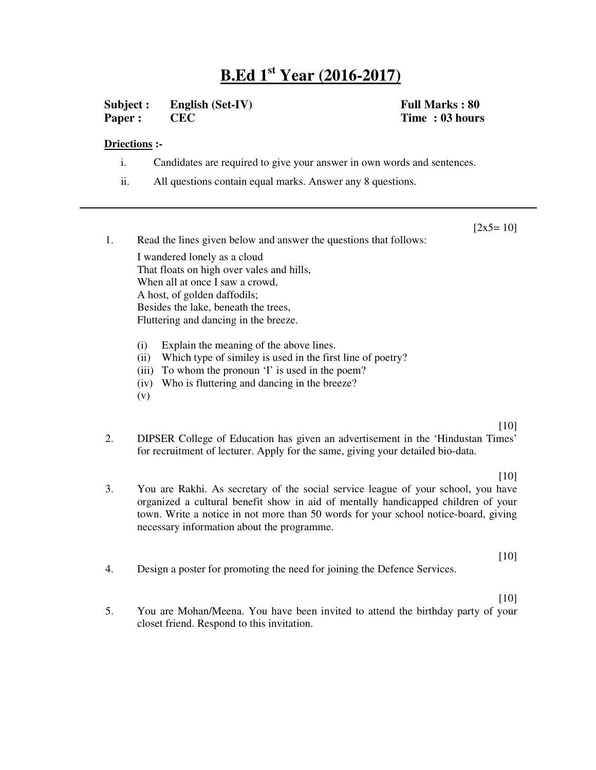# B.Ed 1st Year (2016-2017)

**Subject :** **English (Set-IV)** **Full Marks : 80**
**Paper :** **CEC** **Time : 03 hours**

**Driections :-**

i. Candidates are required to give your answer in own words and sentences.

ii. All questions contain equal marks. Answer any 8 questions.

---

[2x5= 10]

1. Read the lines given below and answer the questions that follows:

   I wandered lonely as a cloud
   That floats on high over vales and hills,
   When all at once I saw a crowd,
   A host, of golden daffodils;
   Besides the lake, beneath the trees,
   Fluttering and dancing in the breeze.

   (i) Explain the meaning of the above lines.
   (ii) Which type of similey is used in the first line of poetry?
   (iii) To whom the pronoun 'I' is used in the poem?
   (iv) Who is fluttering and dancing in the breeze?
   (v)

[10]

2. DIPSER College of Education has given an advertisement in the 'Hindustan Times' for recruitment of lecturer. Apply for the same, giving your detailed bio-data.

[10]

3. You are Rakhi. As secretary of the social service league of your school, you have organized a cultural benefit show in aid of mentally handicapped children of your town. Write a notice in not more than 50 words for your school notice-board, giving necessary information about the programme.

[10]

4. Design a poster for promoting the need for joining the Defence Services.

[10]

5. You are Mohan/Meena. You have been invited to attend the birthday party of your closet friend. Respond to this invitation.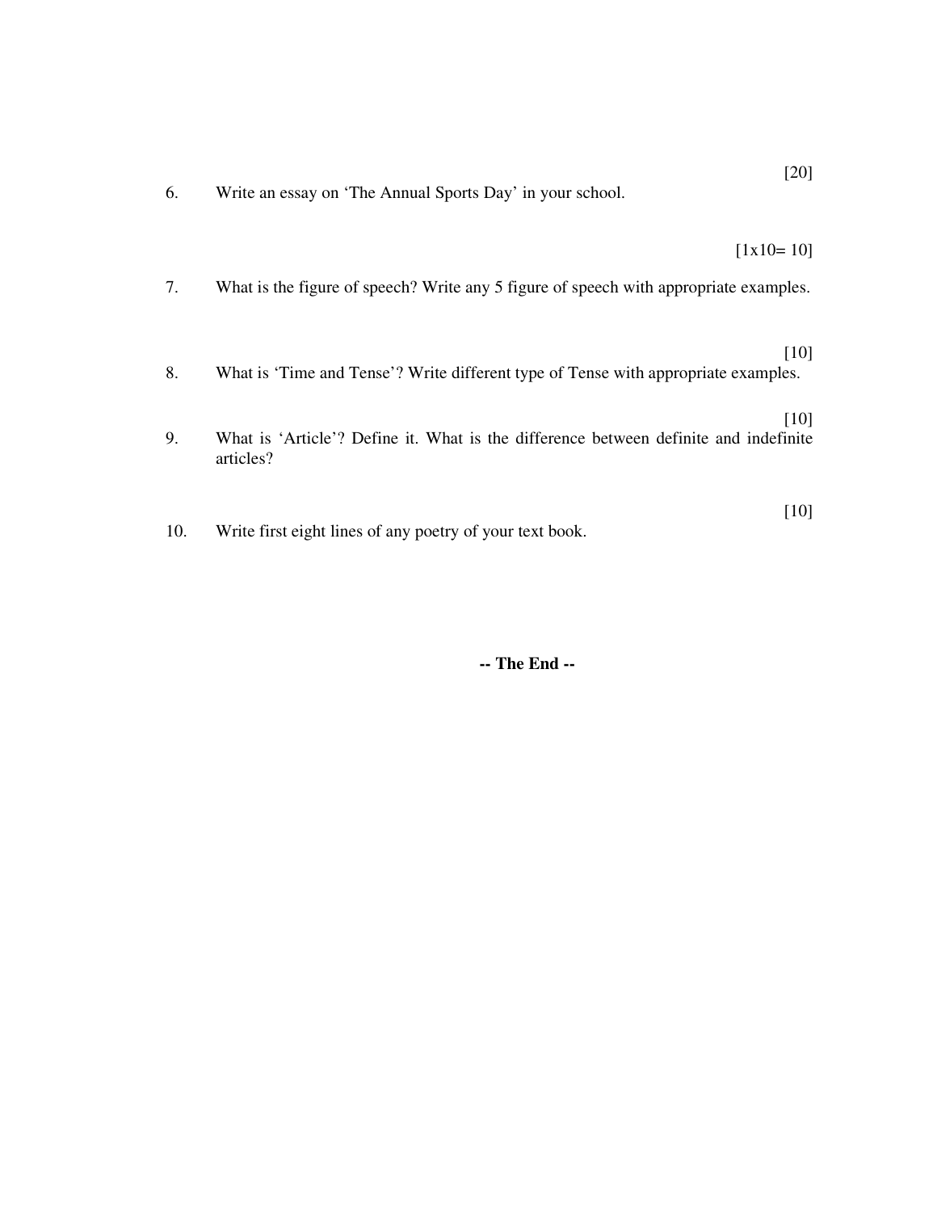[20]

6. Write an essay on 'The Annual Sports Day' in your school.

[1x10= 10]

7. What is the figure of speech? Write any 5 figure of speech with appropriate examples.

[10]

8. What is 'Time and Tense'? Write different type of Tense with appropriate examples.

[10]

9. What is 'Article'? Define it. What is the difference between definite and indefinite articles?

[10]

10. Write first eight lines of any poetry of your text book.

**-- The End --**